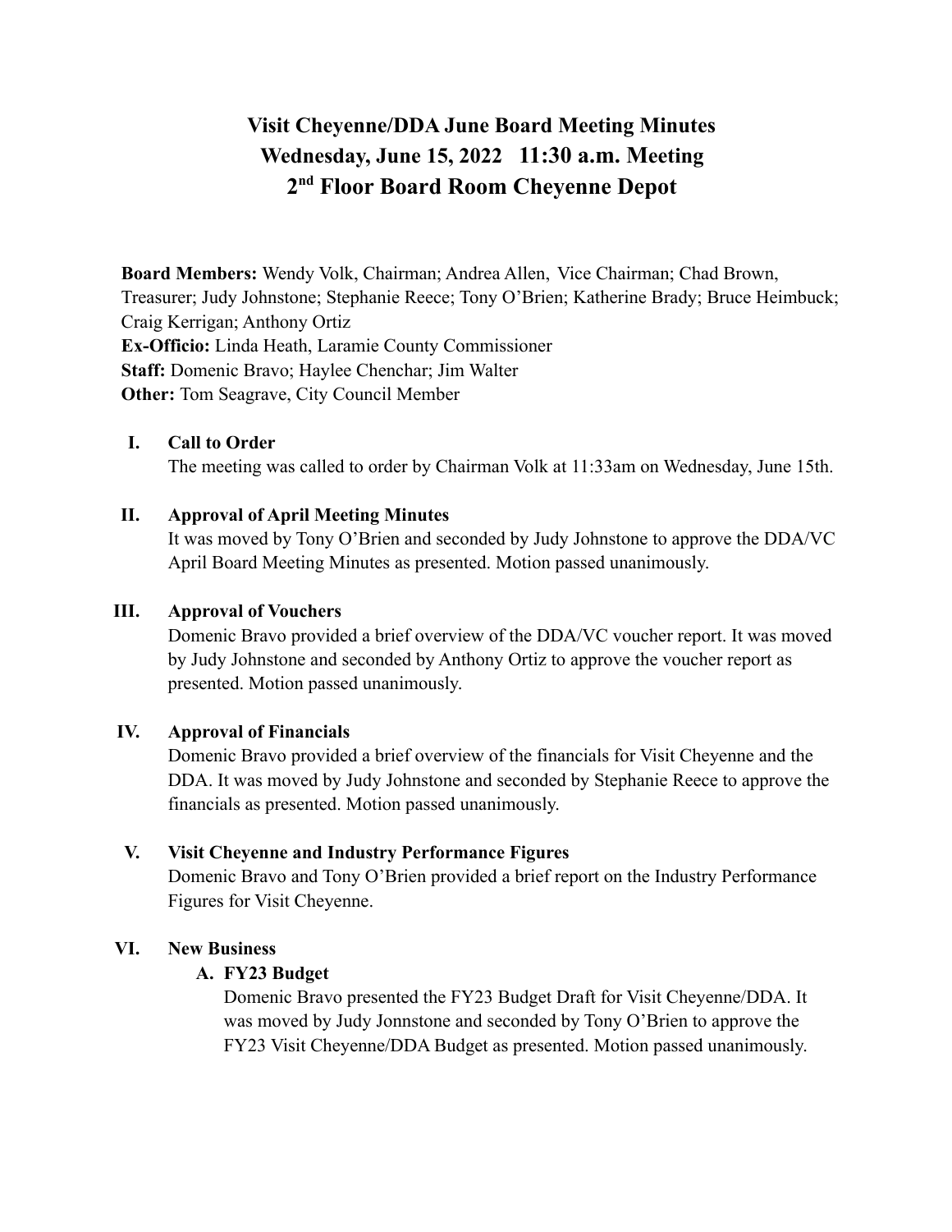# Visit Cheyenne/DDA June Board Meeting Minutes
# Wednesday, June 15, 2022 11:30 a.m. Meeting
# 2nd Floor Board Room Cheyenne Depot

**Board Members:** Wendy Volk, Chairman; Andrea Allen, Vice Chairman; Chad Brown, Treasurer; Judy Johnstone; Stephanie Reece; Tony O'Brien; Katherine Brady; Bruce Heimbuck; Craig Kerrigan; Anthony Ortiz
**Ex-Officio:** Linda Heath, Laramie County Commissioner
**Staff:** Domenic Bravo; Haylee Chenchar; Jim Walter
**Other:** Tom Seagrave, City Council Member

## I. Call to Order

The meeting was called to order by Chairman Volk at 11:33am on Wednesday, June 15th.

## II. Approval of April Meeting Minutes

It was moved by Tony O'Brien and seconded by Judy Johnstone to approve the DDA/VC April Board Meeting Minutes as presented. Motion passed unanimously.

## III. Approval of Vouchers

Domenic Bravo provided a brief overview of the DDA/VC voucher report. It was moved by Judy Johnstone and seconded by Anthony Ortiz to approve the voucher report as presented. Motion passed unanimously.

## IV. Approval of Financials

Domenic Bravo provided a brief overview of the financials for Visit Cheyenne and the DDA. It was moved by Judy Johnstone and seconded by Stephanie Reece to approve the financials as presented. Motion passed unanimously.

## V. Visit Cheyenne and Industry Performance Figures

Domenic Bravo and Tony O'Brien provided a brief report on the Industry Performance Figures for Visit Cheyenne.

## VI. New Business

### A. FY23 Budget

Domenic Bravo presented the FY23 Budget Draft for Visit Cheyenne/DDA. It was moved by Judy Jonnstone and seconded by Tony O'Brien to approve the FY23 Visit Cheyenne/DDA Budget as presented. Motion passed unanimously.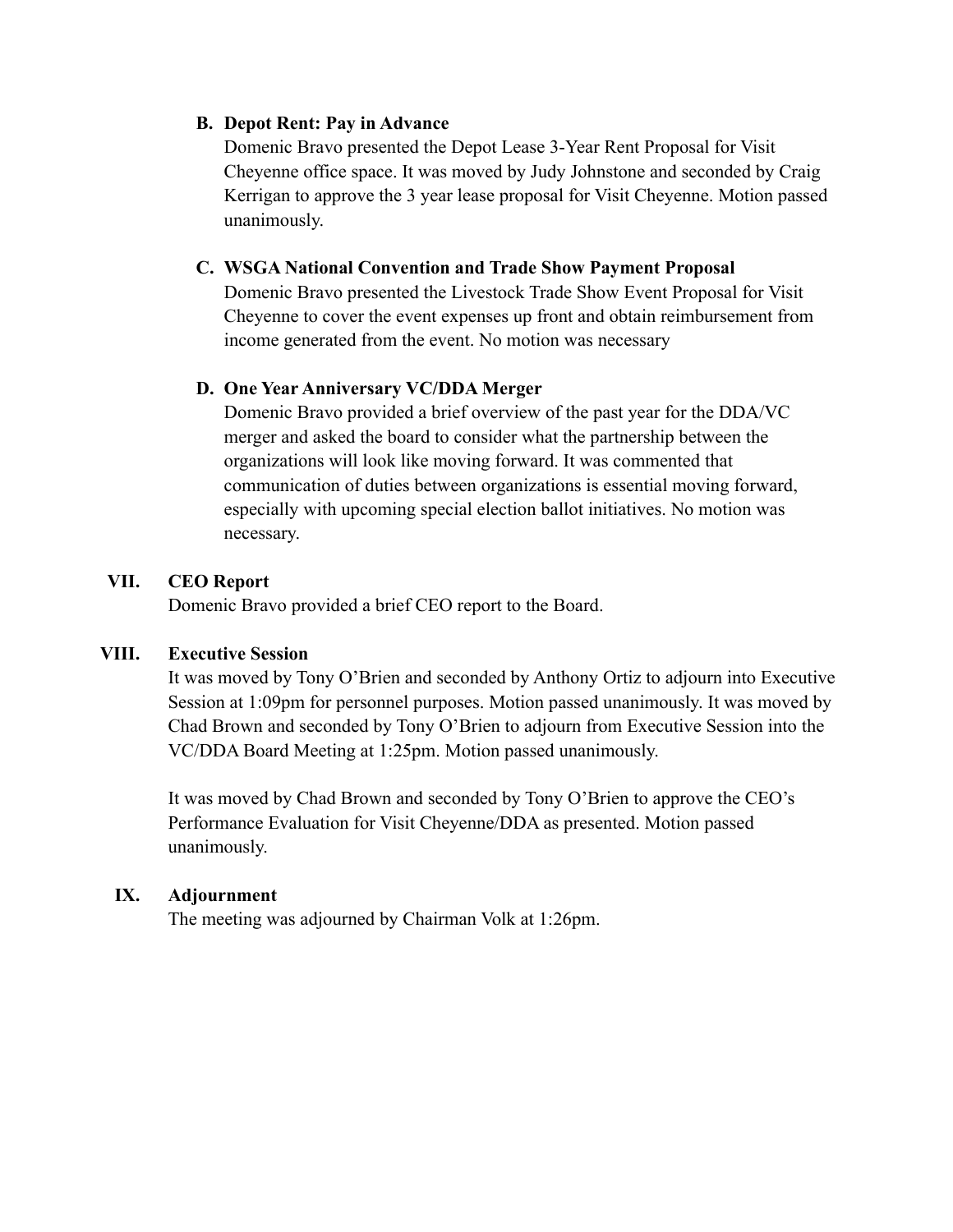**B. Depot Rent: Pay in Advance**

Domenic Bravo presented the Depot Lease 3-Year Rent Proposal for Visit Cheyenne office space. It was moved by Judy Johnstone and seconded by Craig Kerrigan to approve the 3 year lease proposal for Visit Cheyenne. Motion passed unanimously.

**C. WSGA National Convention and Trade Show Payment Proposal**

Domenic Bravo presented the Livestock Trade Show Event Proposal for Visit Cheyenne to cover the event expenses up front and obtain reimbursement from income generated from the event. No motion was necessary

**D. One Year Anniversary VC/DDA Merger**

Domenic Bravo provided a brief overview of the past year for the DDA/VC merger and asked the board to consider what the partnership between the organizations will look like moving forward. It was commented that communication of duties between organizations is essential moving forward, especially with upcoming special election ballot initiatives. No motion was necessary.

## VII. CEO Report

Domenic Bravo provided a brief CEO report to the Board.

## VIII. Executive Session

It was moved by Tony O'Brien and seconded by Anthony Ortiz to adjourn into Executive Session at 1:09pm for personnel purposes. Motion passed unanimously. It was moved by Chad Brown and seconded by Tony O'Brien to adjourn from Executive Session into the VC/DDA Board Meeting at 1:25pm. Motion passed unanimously.

It was moved by Chad Brown and seconded by Tony O'Brien to approve the CEO's Performance Evaluation for Visit Cheyenne/DDA as presented. Motion passed unanimously.

## IX. Adjournment

The meeting was adjourned by Chairman Volk at 1:26pm.